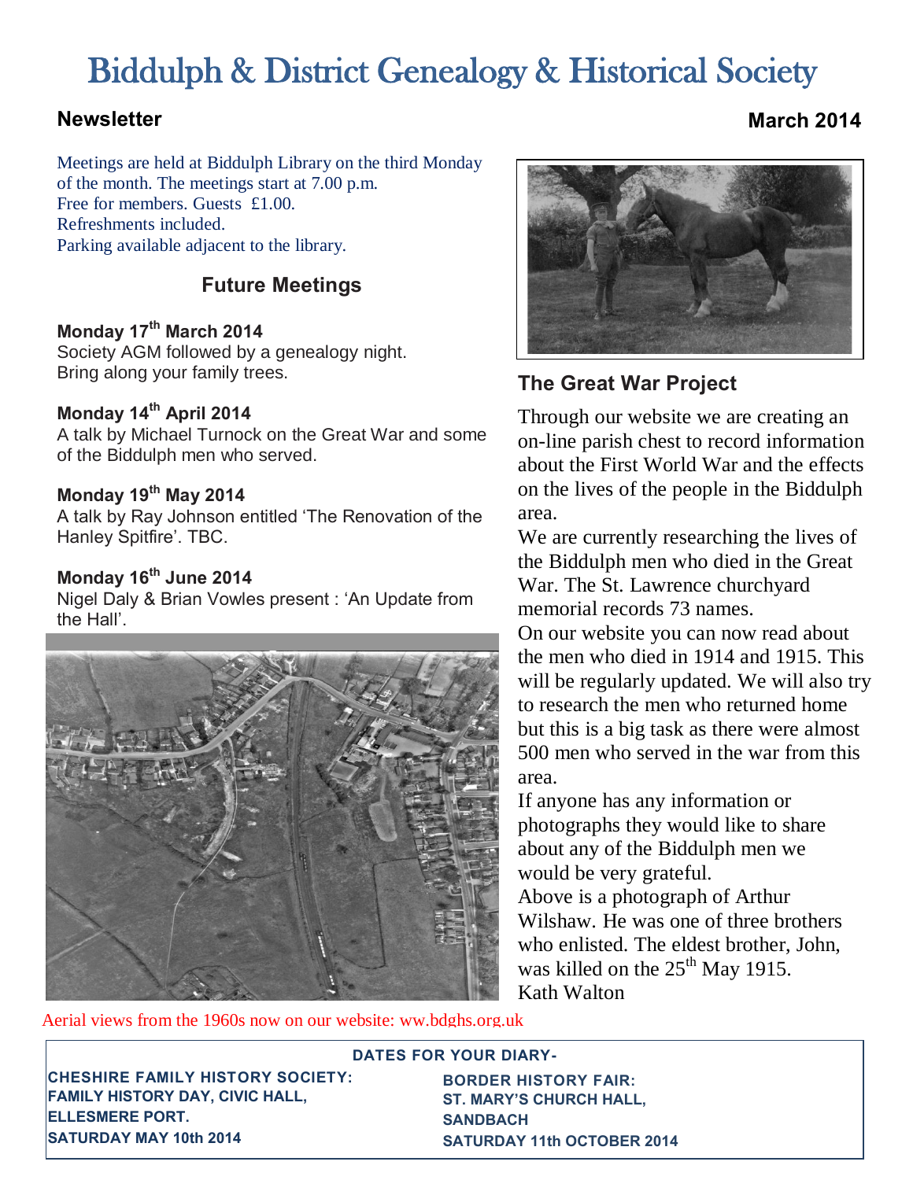# Biddulph & District Genealogy & Historical Society

**Newsletter** **March 2014**

Meetings are held at Biddulph Library on the third Monday of the month. The meetings start at 7.00 p.m.
Free for members. Guests £1.00.
Refreshments included.
Parking available adjacent to the library.

## Future Meetings

**Monday 17th March 2014**
Society AGM followed by a genealogy night.
Bring along your family trees.

**Monday 14th April 2014**
A talk by Michael Turnock on the Great War and some of the Biddulph men who served.

**Monday 19th May 2014**
A talk by Ray Johnson entitled 'The Renovation of the Hanley Spitfire'. TBC.

**Monday 16th June 2014**
Nigel Daly & Brian Vowles present : 'An Update from the Hall'.

Aerial views from the 1960s now on our website: ww.bdghs.org.uk

## The Great War Project

Through our website we are creating an on-line parish chest to record information about the First World War and the effects on the lives of the people in the Biddulph area.

We are currently researching the lives of the Biddulph men who died in the Great War. The St. Lawrence churchyard memorial records 73 names.

On our website you can now read about the men who died in 1914 and 1915. This will be regularly updated. We will also try to research the men who returned home but this is a big task as there were almost 500 men who served in the war from this area.

If anyone has any information or photographs they would like to share about any of the Biddulph men we would be very grateful.

Above is a photograph of Arthur Wilshaw. He was one of three brothers who enlisted. The eldest brother, John, was killed on the 25th May 1915.

Kath Walton

**DATES FOR YOUR DIARY-**

**CHESHIRE FAMILY HISTORY SOCIETY: FAMILY HISTORY DAY, CIVIC HALL, ELLESMERE PORT. SATURDAY MAY 10th 2014**

**BORDER HISTORY FAIR: ST. MARY'S CHURCH HALL, SANDBACH SATURDAY 11th OCTOBER 2014**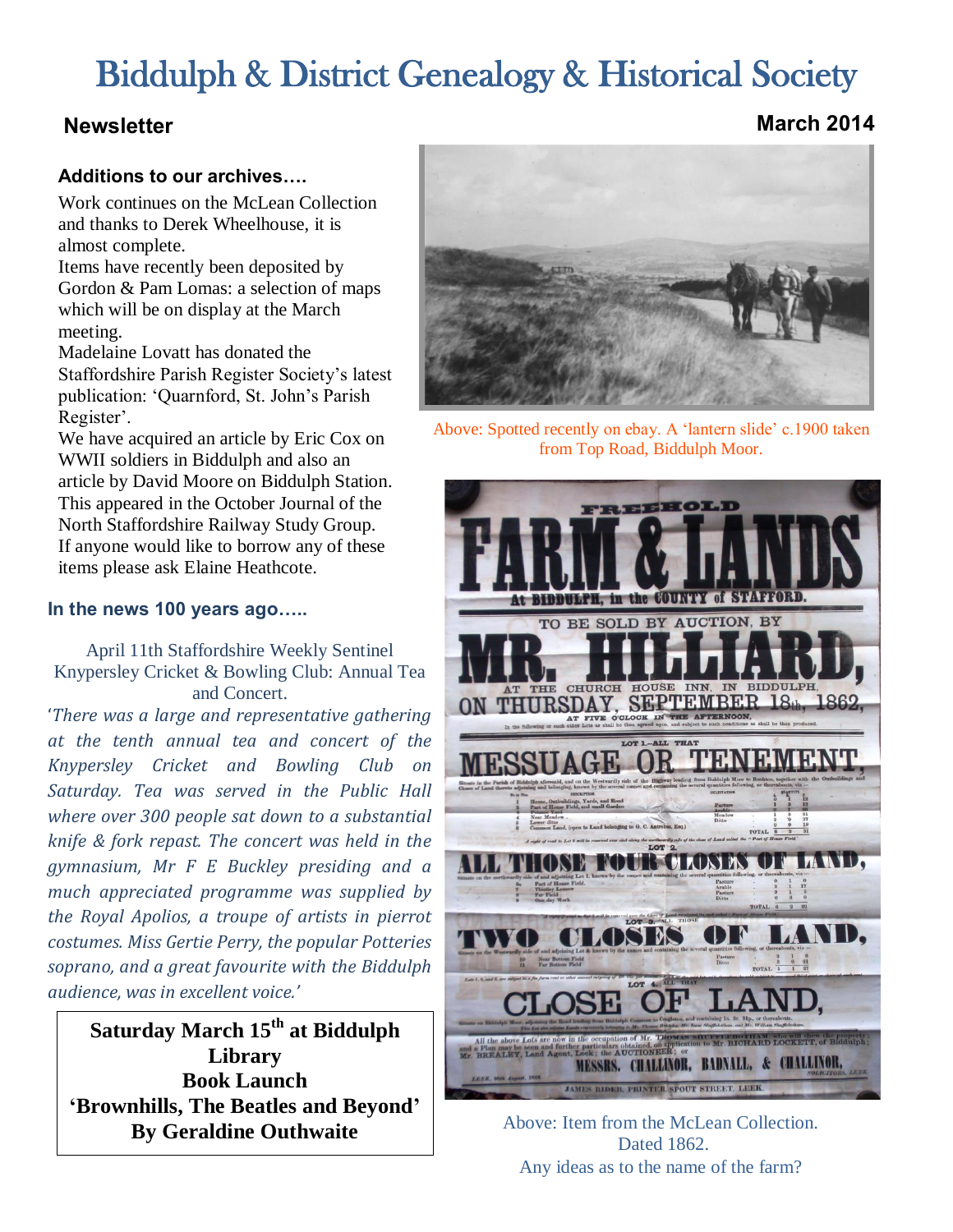# Biddulph & District Genealogy & Historical Society

**Newsletter** **March 2014**

### Additions to our archives….

Work continues on the McLean Collection and thanks to Derek Wheelhouse, it is almost complete.

Items have recently been deposited by Gordon & Pam Lomas: a selection of maps which will be on display at the March meeting.

Madelaine Lovatt has donated the Staffordshire Parish Register Society's latest publication: 'Quarnford, St. John's Parish Register'.

We have acquired an article by Eric Cox on WWII soldiers in Biddulph and also an article by David Moore on Biddulph Station. This appeared in the October Journal of the North Staffordshire Railway Study Group.

If anyone would like to borrow any of these items please ask Elaine Heathcote.

### In the news 100 years ago…..

April 11th Staffordshire Weekly Sentinel
Knypersley Cricket & Bowling Club: Annual Tea and Concert.

'*There was a large and representative gathering at the tenth annual tea and concert of the Knypersley Cricket and Bowling Club on Saturday. Tea was served in the Public Hall where over 300 people sat down to a substantial knife & fork repast. The concert was held in the gymnasium, Mr F E Buckley presiding and a much appreciated programme was supplied by the Royal Apolios, a troupe of artists in pierrot costumes. Miss Gertie Perry, the popular Potteries soprano, and a great favourite with the Biddulph audience, was in excellent voice.*'

**Saturday March 15th at Biddulph Library**
**Book Launch**
**'Brownhills, The Beatles and Beyond'**
**By Geraldine Outhwaite**

Above: Spotted recently on ebay. A 'lantern slide' c.1900 taken from Top Road, Biddulph Moor.

Above: Item from the McLean Collection. Dated 1862.
Any ideas as to the name of the farm?